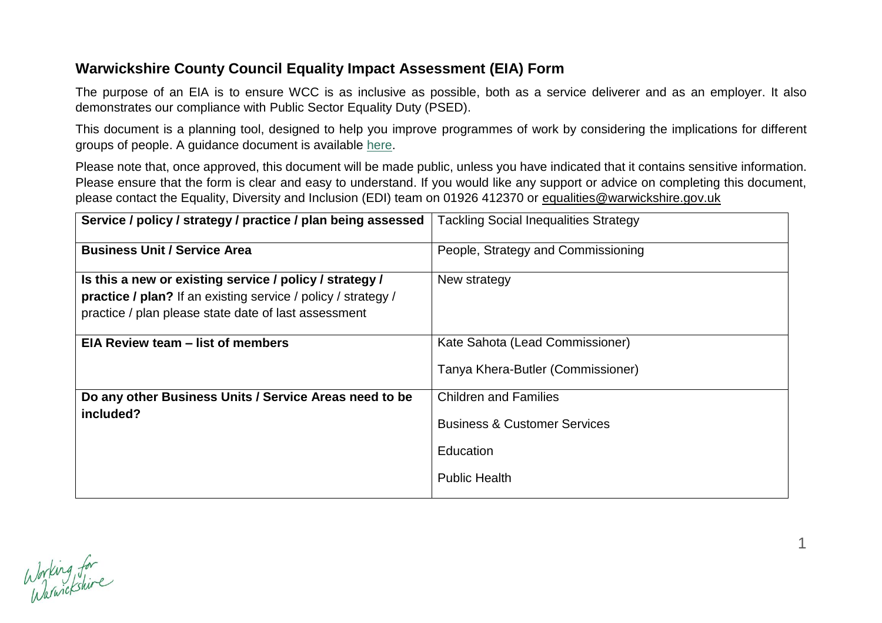## Warwickshire County Council Equality Impact Assessment (EIA) Form

The purpose of an EIA is to ensure WCC is as inclusive as possible, both as a service deliverer and as an employer. It also demonstrates our compliance with Public Sector Equality Duty (PSED).

This document is a planning tool, designed to help you improve programmes of work by considering the implications for different groups of people. A guidance document is available here.

Please note that, once approved, this document will be made public, unless you have indicated that it contains sensitive information. Please ensure that the form is clear and easy to understand. If you would like any support or advice on completing this document, please contact the Equality, Diversity and Inclusion (EDI) team on 01926 412370 or equalities@warwickshire.gov.uk

| | |
|---|---|
| **Service / policy / strategy / practice / plan being assessed** | Tackling Social Inequalities Strategy |
| **Business Unit / Service Area** | People, Strategy and Commissioning |
| **Is this a new or existing service / policy / strategy / practice / plan?** If an existing service / policy / strategy / practice / plan please state date of last assessment | New strategy |
| **EIA Review team – list of members** | Kate Sahota (Lead Commissioner)<br><br>Tanya Khera-Butler (Commissioner) |
| **Do any other Business Units / Service Areas need to be included?** | Children and Families<br><br>Business & Customer Services<br><br>Education<br><br>Public Health |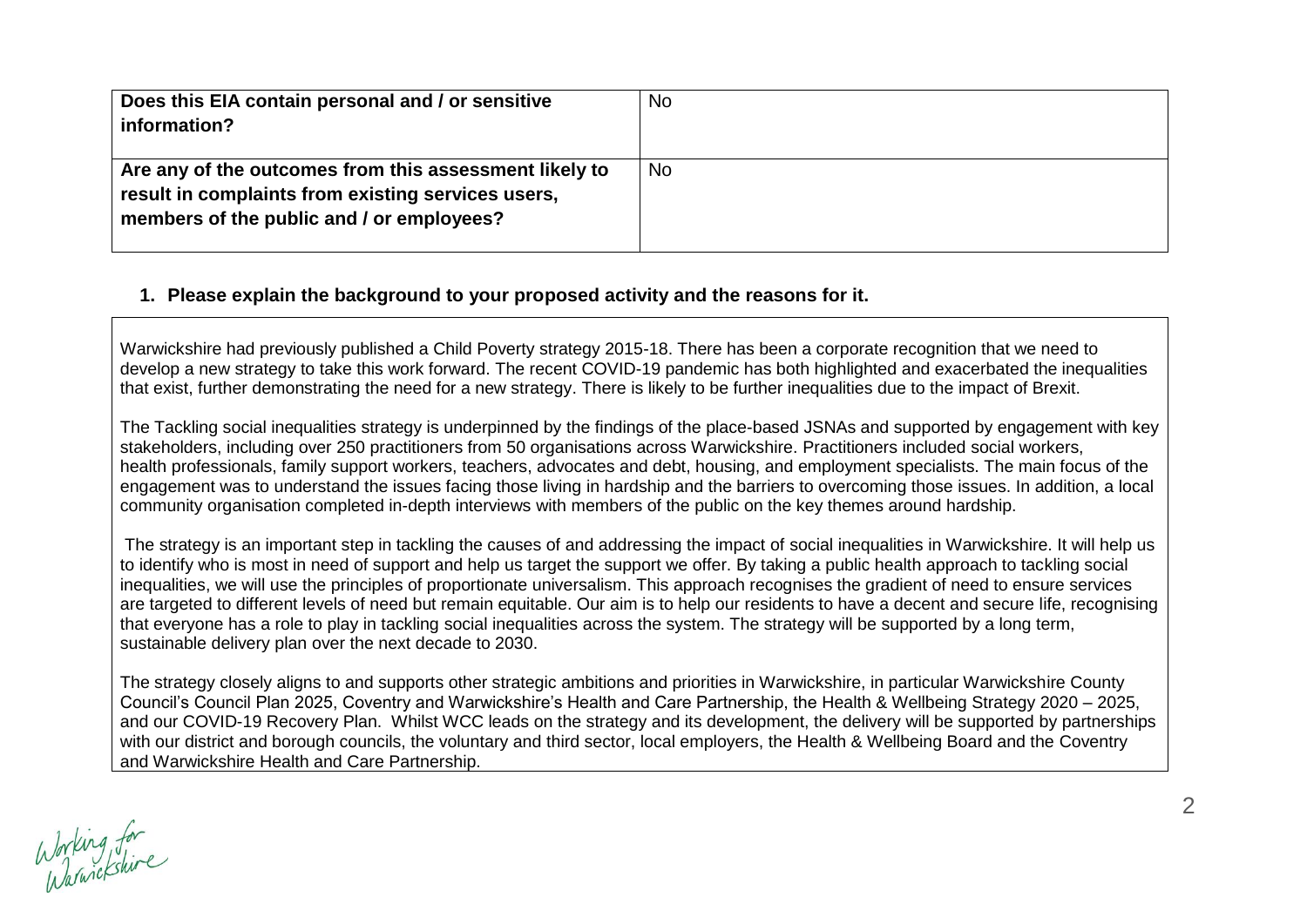| Does this EIA contain personal and / or sensitive information? | No |
|---|---|
| **Are any of the outcomes from this assessment likely to result in complaints from existing services users, members of the public and / or employees?** | No |

## 1. Please explain the background to your proposed activity and the reasons for it.

Warwickshire had previously published a Child Poverty strategy 2015-18. There has been a corporate recognition that we need to develop a new strategy to take this work forward. The recent COVID-19 pandemic has both highlighted and exacerbated the inequalities that exist, further demonstrating the need for a new strategy. There is likely to be further inequalities due to the impact of Brexit.

The Tackling social inequalities strategy is underpinned by the findings of the place-based JSNAs and supported by engagement with key stakeholders, including over 250 practitioners from 50 organisations across Warwickshire. Practitioners included social workers, health professionals, family support workers, teachers, advocates and debt, housing, and employment specialists. The main focus of the engagement was to understand the issues facing those living in hardship and the barriers to overcoming those issues. In addition, a local community organisation completed in-depth interviews with members of the public on the key themes around hardship.

The strategy is an important step in tackling the causes of and addressing the impact of social inequalities in Warwickshire. It will help us to identify who is most in need of support and help us target the support we offer. By taking a public health approach to tackling social inequalities, we will use the principles of proportionate universalism. This approach recognises the gradient of need to ensure services are targeted to different levels of need but remain equitable. Our aim is to help our residents to have a decent and secure life, recognising that everyone has a role to play in tackling social inequalities across the system. The strategy will be supported by a long term, sustainable delivery plan over the next decade to 2030.

The strategy closely aligns to and supports other strategic ambitions and priorities in Warwickshire, in particular Warwickshire County Council's Council Plan 2025, Coventry and Warwickshire's Health and Care Partnership, the Health & Wellbeing Strategy 2020 – 2025, and our COVID-19 Recovery Plan. Whilst WCC leads on the strategy and its development, the delivery will be supported by partnerships with our district and borough councils, the voluntary and third sector, local employers, the Health & Wellbeing Board and the Coventry and Warwickshire Health and Care Partnership.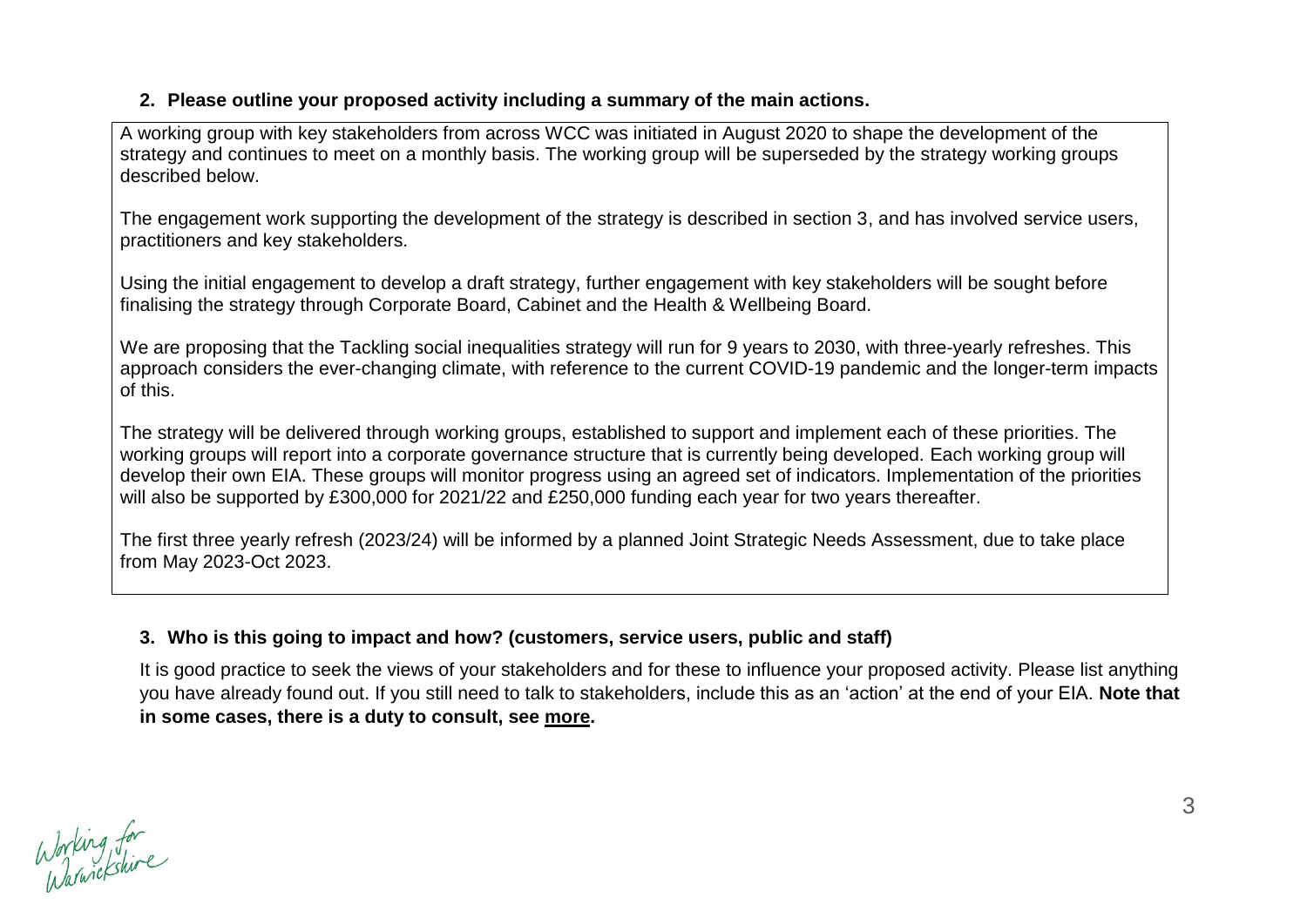**2. Please outline your proposed activity including a summary of the main actions.**

A working group with key stakeholders from across WCC was initiated in August 2020 to shape the development of the strategy and continues to meet on a monthly basis. The working group will be superseded by the strategy working groups described below.

The engagement work supporting the development of the strategy is described in section 3, and has involved service users, practitioners and key stakeholders.

Using the initial engagement to develop a draft strategy, further engagement with key stakeholders will be sought before finalising the strategy through Corporate Board, Cabinet and the Health & Wellbeing Board.

We are proposing that the Tackling social inequalities strategy will run for 9 years to 2030, with three-yearly refreshes. This approach considers the ever-changing climate, with reference to the current COVID-19 pandemic and the longer-term impacts of this.

The strategy will be delivered through working groups, established to support and implement each of these priorities. The working groups will report into a corporate governance structure that is currently being developed. Each working group will develop their own EIA. These groups will monitor progress using an agreed set of indicators. Implementation of the priorities will also be supported by £300,000 for 2021/22 and £250,000 funding each year for two years thereafter.

The first three yearly refresh (2023/24) will be informed by a planned Joint Strategic Needs Assessment, due to take place from May 2023-Oct 2023.

**3. Who is this going to impact and how? (customers, service users, public and staff)**

It is good practice to seek the views of your stakeholders and for these to influence your proposed activity. Please list anything you have already found out. If you still need to talk to stakeholders, include this as an 'action' at the end of your EIA. **Note that in some cases, there is a duty to consult, see more.**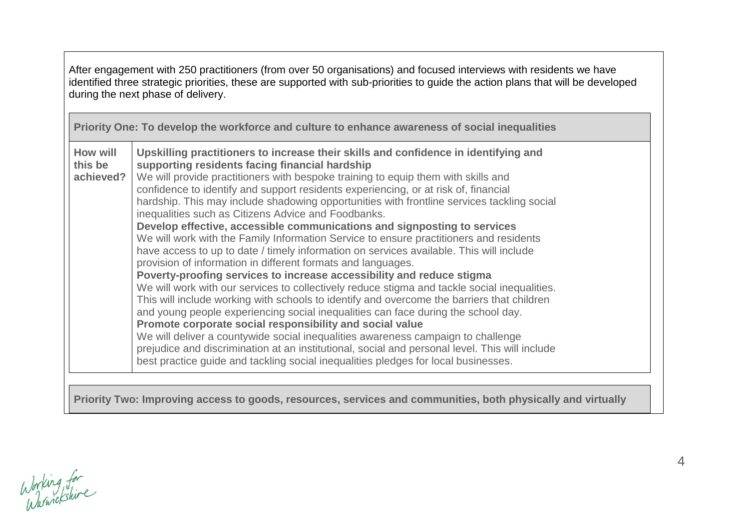After engagement with 250 practitioners (from over 50 organisations) and focused interviews with residents we have identified three strategic priorities, these are supported with sub-priorities to guide the action plans that will be developed during the next phase of delivery.

| **Priority One: To develop the workforce and culture to enhance awareness of social inequalities** | |
|---|---|
| **How will this be achieved?** | **Upskilling practitioners to increase their skills and confidence in identifying and supporting residents facing financial hardship**<br>We will provide practitioners with bespoke training to equip them with skills and confidence to identify and support residents experiencing, or at risk of, financial hardship. This may include shadowing opportunities with frontline services tackling social inequalities such as Citizens Advice and Foodbanks.<br>**Develop effective, accessible communications and signposting to services**<br>We will work with the Family Information Service to ensure practitioners and residents have access to up to date / timely information on services available. This will include provision of information in different formats and languages.<br>**Poverty-proofing services to increase accessibility and reduce stigma**<br>We will work with our services to collectively reduce stigma and tackle social inequalities. This will include working with schools to identify and overcome the barriers that children and young people experiencing social inequalities can face during the school day.<br>**Promote corporate social responsibility and social value**<br>We will deliver a countywide social inequalities awareness campaign to challenge prejudice and discrimination at an institutional, social and personal level. This will include best practice guide and tackling social inequalities pledges for local businesses. |

| **Priority Two: Improving access to goods, resources, services and communities, both physically and virtually** |
|---|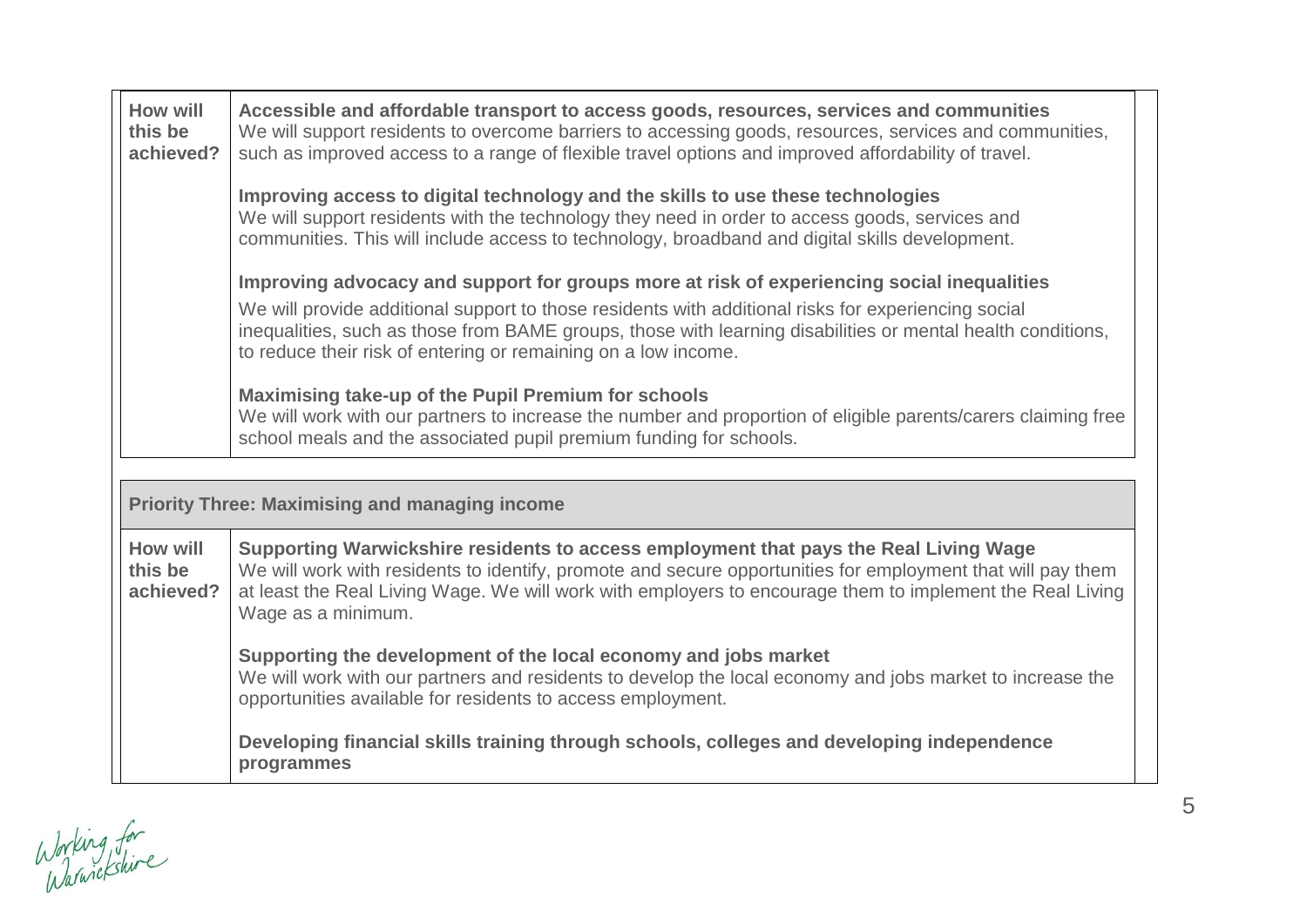| How will this be achieved? | **Accessible and affordable transport to access goods, resources, services and communities**<br>We will support residents to overcome barriers to accessing goods, resources, services and communities, such as improved access to a range of flexible travel options and improved affordability of travel.<br><br>**Improving access to digital technology and the skills to use these technologies**<br>We will support residents with the technology they need in order to access goods, services and communities. This will include access to technology, broadband and digital skills development.<br><br>**Improving advocacy and support for groups more at risk of experiencing social inequalities**<br>We will provide additional support to those residents with additional risks for experiencing social inequalities, such as those from BAME groups, those with learning disabilities or mental health conditions, to reduce their risk of entering or remaining on a low income.<br><br>**Maximising take-up of the Pupil Premium for schools**<br>We will work with our partners to increase the number and proportion of eligible parents/carers claiming free school meals and the associated pupil premium funding for schools. |
|---|---|

| **Priority Three: Maximising and managing income** | |
|---|---|
| **How will this be achieved?** | **Supporting Warwickshire residents to access employment that pays the Real Living Wage**<br>We will work with residents to identify, promote and secure opportunities for employment that will pay them at least the Real Living Wage. We will work with employers to encourage them to implement the Real Living Wage as a minimum.<br><br>**Supporting the development of the local economy and jobs market**<br>We will work with our partners and residents to develop the local economy and jobs market to increase the opportunities available for residents to access employment.<br><br>**Developing financial skills training through schools, colleges and developing independence programmes** |

Working for Warwickshire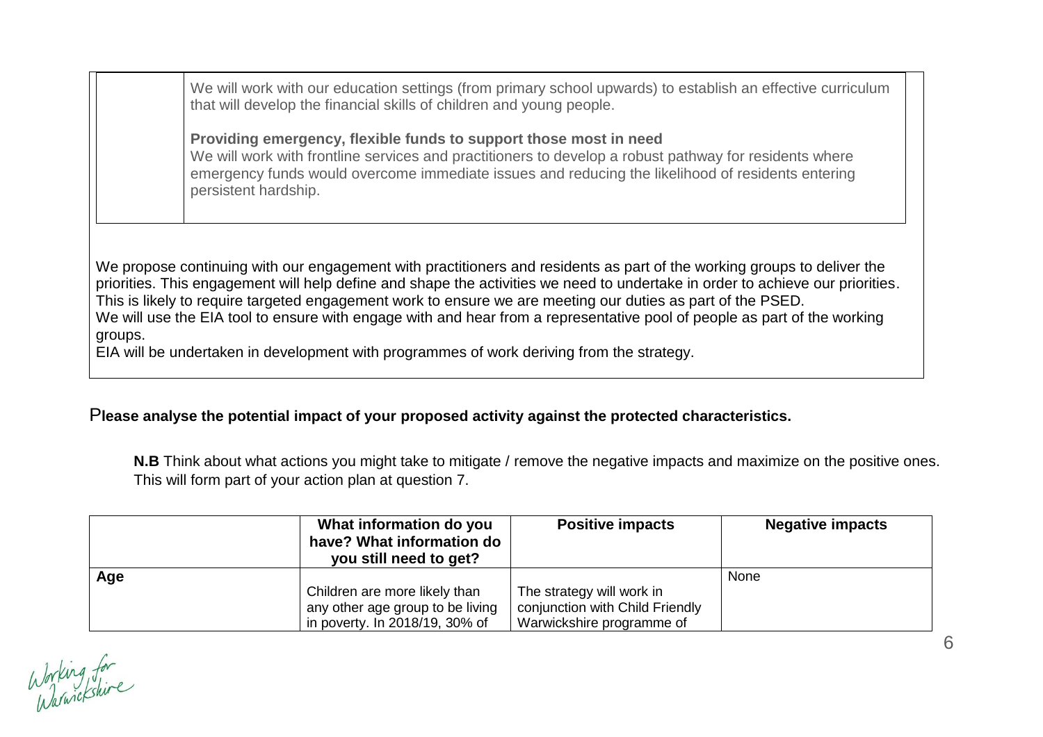| | We will work with our education settings (from primary school upwards) to establish an effective curriculum that will develop the financial skills of children and young people.<br><br>**Providing emergency, flexible funds to support those most in need**<br>We will work with frontline services and practitioners to develop a robust pathway for residents where emergency funds would overcome immediate issues and reducing the likelihood of residents entering persistent hardship. |
|---|---|

We propose continuing with our engagement with practitioners and residents as part of the working groups to deliver the priorities. This engagement will help define and shape the activities we need to undertake in order to achieve our priorities. This is likely to require targeted engagement work to ensure we are meeting our duties as part of the PSED.
We will use the EIA tool to ensure with engage with and hear from a representative pool of people as part of the working groups.
EIA will be undertaken in development with programmes of work deriving from the strategy.

**Please analyse the potential impact of your proposed activity against the protected characteristics.**

**N.B** Think about what actions you might take to mitigate / remove the negative impacts and maximize on the positive ones. This will form part of your action plan at question 7.

| | What information do you have? What information do you still need to get? | Positive impacts | Negative impacts |
|---|---|---|---|
| **Age** | Children are more likely than any other age group to be living in poverty. In 2018/19, 30% of | The strategy will work in conjunction with Child Friendly Warwickshire programme of | None |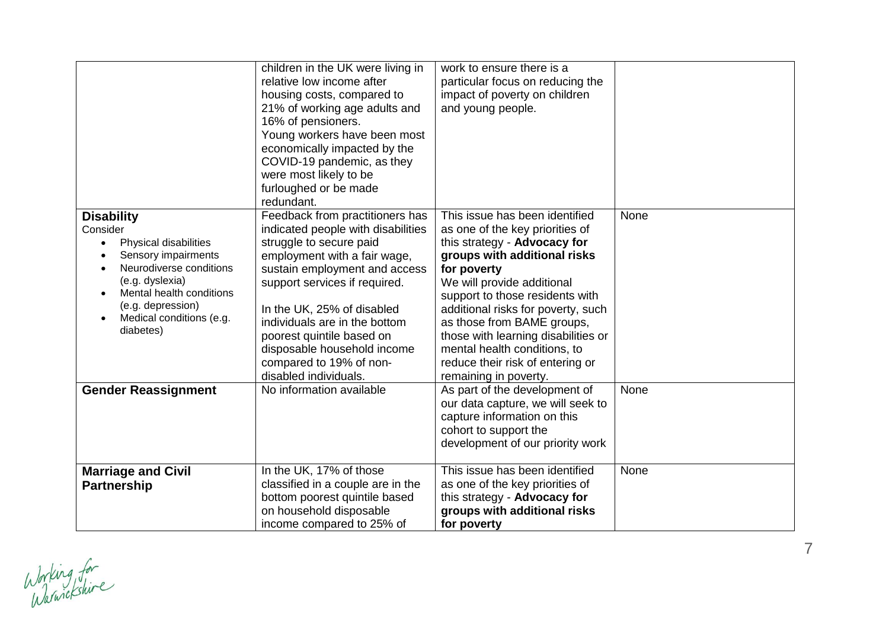| | | | |
|---|---|---|---|
| | children in the UK were living in relative low income after housing costs, compared to 21% of working age adults and 16% of pensioners.<br>Young workers have been most economically impacted by the COVID-19 pandemic, as they were most likely to be furloughed or be made redundant. | work to ensure there is a particular focus on reducing the impact of poverty on children and young people. | |
| **Disability**<br>Consider<br>• Physical disabilities<br>• Sensory impairments<br>• Neurodiverse conditions (e.g. dyslexia)<br>• Mental health conditions (e.g. depression)<br>• Medical conditions (e.g. diabetes) | Feedback from practitioners has indicated people with disabilities struggle to secure paid employment with a fair wage, sustain employment and access support services if required.<br><br>In the UK, 25% of disabled individuals are in the bottom poorest quintile based on disposable household income compared to 19% of non-disabled individuals. | This issue has been identified as one of the key priorities of this strategy - **Advocacy for groups with additional risks for poverty**<br>We will provide additional support to those residents with additional risks for poverty, such as those from BAME groups, those with learning disabilities or mental health conditions, to reduce their risk of entering or remaining in poverty. | None |
| **Gender Reassignment** | No information available | As part of the development of our data capture, we will seek to capture information on this cohort to support the development of our priority work | None |
| **Marriage and Civil Partnership** | In the UK, 17% of those classified in a couple are in the bottom poorest quintile based on household disposable income compared to 25% of | This issue has been identified as one of the key priorities of this strategy - **Advocacy for groups with additional risks for poverty** | None |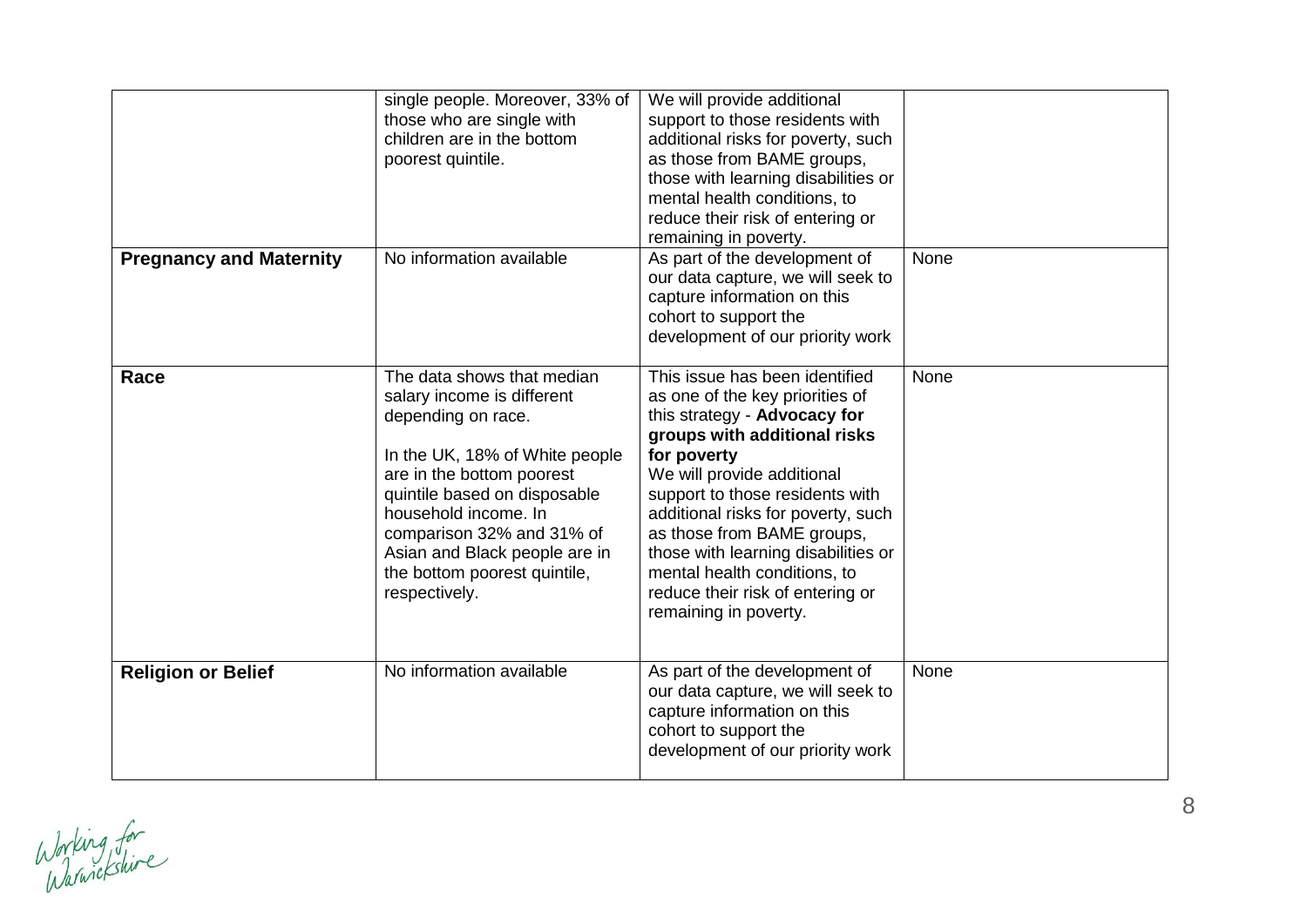|  |  |  |  |
|---|---|---|---|
|  | single people. Moreover, 33% of those who are single with children are in the bottom poorest quintile. | We will provide additional support to those residents with additional risks for poverty, such as those from BAME groups, those with learning disabilities or mental health conditions, to reduce their risk of entering or remaining in poverty. |  |
| **Pregnancy and Maternity** | No information available | As part of the development of our data capture, we will seek to capture information on this cohort to support the development of our priority work | None |
| **Race** | The data shows that median salary income is different depending on race.<br><br>In the UK, 18% of White people are in the bottom poorest quintile based on disposable household income. In comparison 32% and 31% of Asian and Black people are in the bottom poorest quintile, respectively. | This issue has been identified as one of the key priorities of this strategy - **Advocacy for groups with additional risks for poverty**<br>We will provide additional support to those residents with additional risks for poverty, such as those from BAME groups, those with learning disabilities or mental health conditions, to reduce their risk of entering or remaining in poverty. | None |
| **Religion or Belief** | No information available | As part of the development of our data capture, we will seek to capture information on this cohort to support the development of our priority work | None |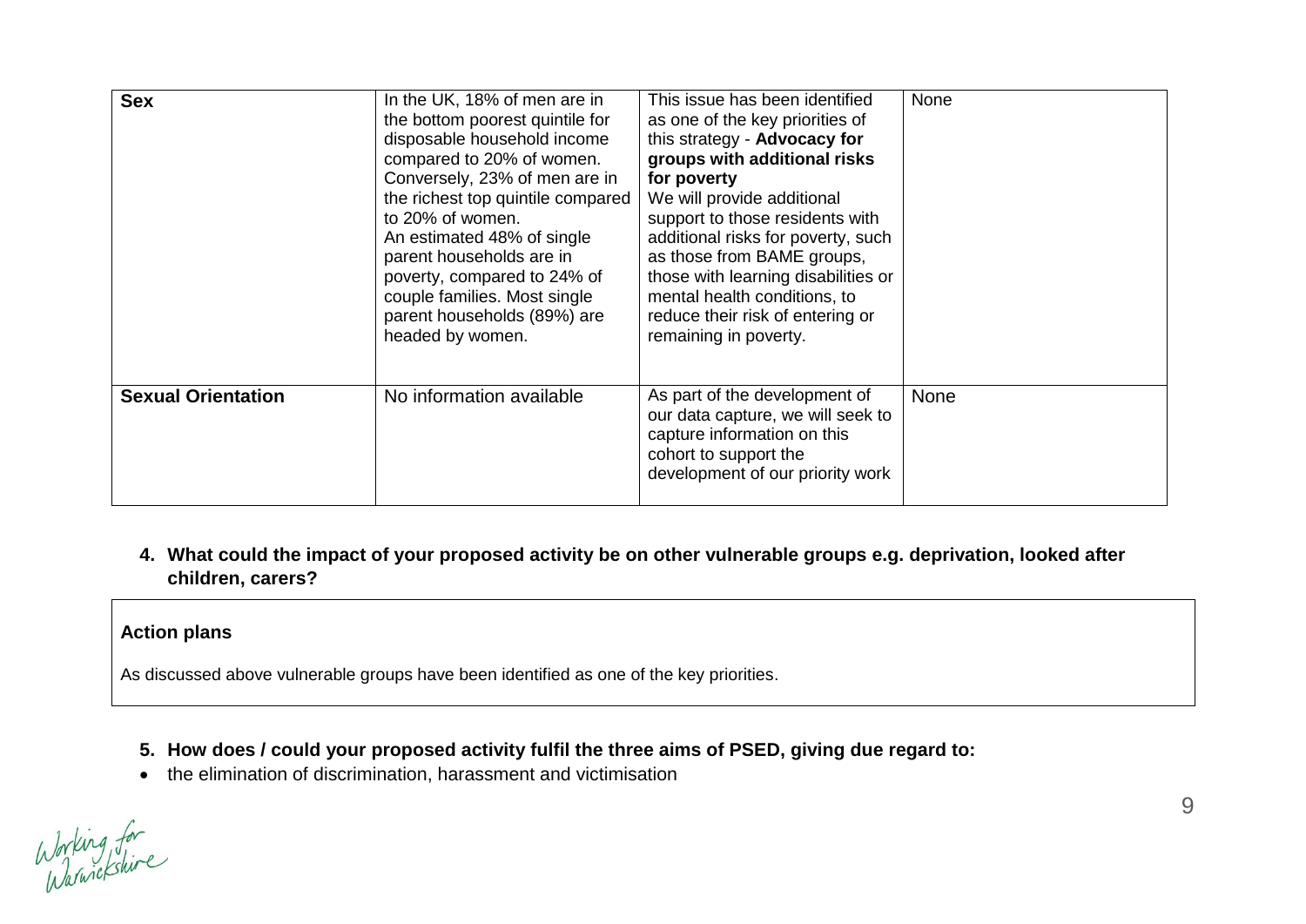| | | | |
|---|---|---|---|
| **Sex** | In the UK, 18% of men are in the bottom poorest quintile for disposable household income compared to 20% of women. Conversely, 23% of men are in the richest top quintile compared to 20% of women.<br>An estimated 48% of single parent households are in poverty, compared to 24% of couple families. Most single parent households (89%) are headed by women. | This issue has been identified as one of the key priorities of this strategy - **Advocacy for groups with additional risks for poverty**<br>We will provide additional support to those residents with additional risks for poverty, such as those from BAME groups, those with learning disabilities or mental health conditions, to reduce their risk of entering or remaining in poverty. | None |
| **Sexual Orientation** | No information available | As part of the development of our data capture, we will seek to capture information on this cohort to support the development of our priority work | None |

**4. What could the impact of your proposed activity be on other vulnerable groups e.g. deprivation, looked after children, carers?**

| **Action plans** |
|---|
| As discussed above vulnerable groups have been identified as one of the key priorities. |

**5. How does / could your proposed activity fulfil the three aims of PSED, giving due regard to:**

- the elimination of discrimination, harassment and victimisation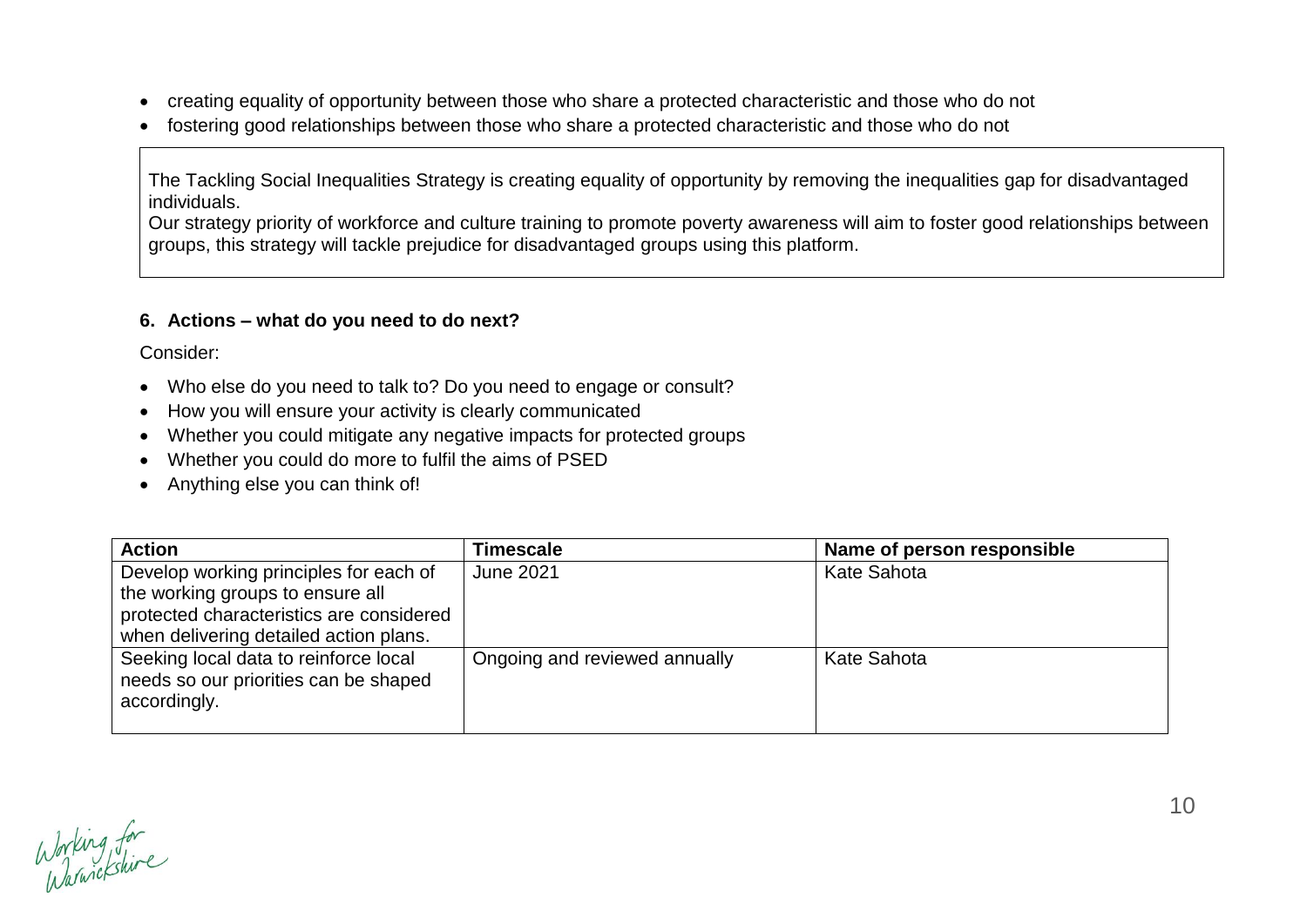- creating equality of opportunity between those who share a protected characteristic and those who do not
- fostering good relationships between those who share a protected characteristic and those who do not

The Tackling Social Inequalities Strategy is creating equality of opportunity by removing the inequalities gap for disadvantaged individuals.
Our strategy priority of workforce and culture training to promote poverty awareness will aim to foster good relationships between groups, this strategy will tackle prejudice for disadvantaged groups using this platform.

### 6. Actions – what do you need to do next?

Consider:

- Who else do you need to talk to? Do you need to engage or consult?
- How you will ensure your activity is clearly communicated
- Whether you could mitigate any negative impacts for protected groups
- Whether you could do more to fulfil the aims of PSED
- Anything else you can think of!

| Action | Timescale | Name of person responsible |
| --- | --- | --- |
| Develop working principles for each of the working groups to ensure all protected characteristics are considered when delivering detailed action plans. | June 2021 | Kate Sahota |
| Seeking local data to reinforce local needs so our priorities can be shaped accordingly. | Ongoing and reviewed annually | Kate Sahota |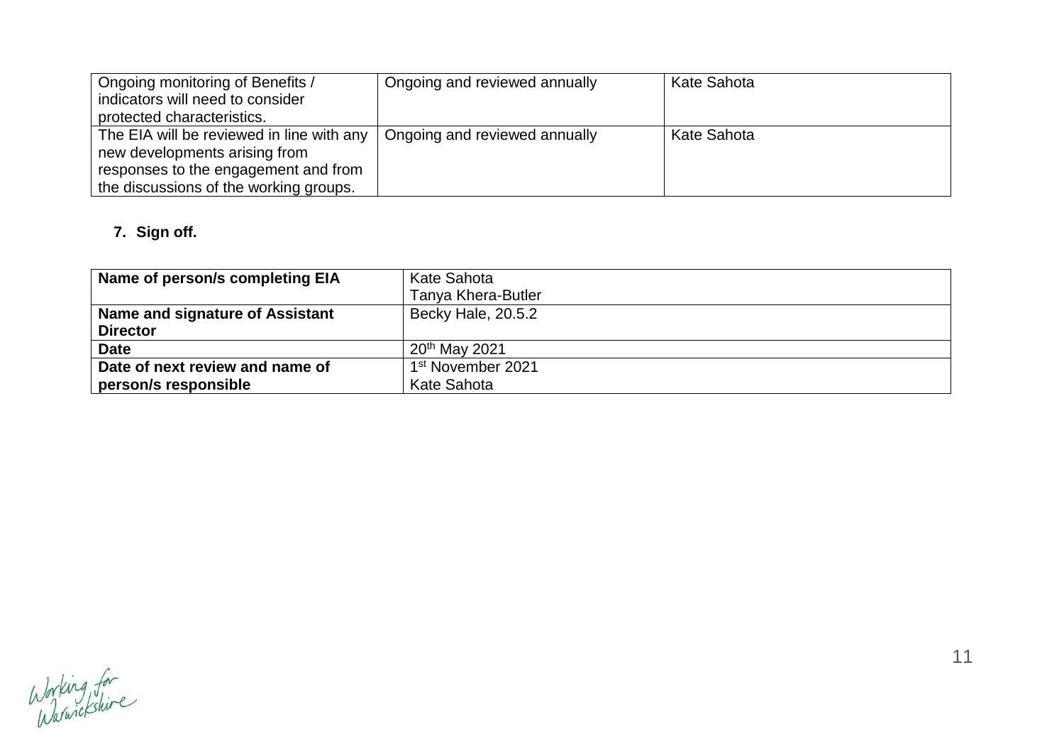| | | |
|---|---|---|
| Ongoing monitoring of Benefits / indicators will need to consider protected characteristics. | Ongoing and reviewed annually | Kate Sahota |
| The EIA will be reviewed in line with any new developments arising from responses to the engagement and from the discussions of the working groups. | Ongoing and reviewed annually | Kate Sahota |

## 7. Sign off.

| | |
|---|---|
| **Name of person/s completing EIA** | Kate Sahota<br>Tanya Khera-Butler |
| **Name and signature of Assistant Director** | Becky Hale, 20.5.2 |
| **Date** | 20th May 2021 |
| **Date of next review and name of person/s responsible** | 1st November 2021<br>Kate Sahota |